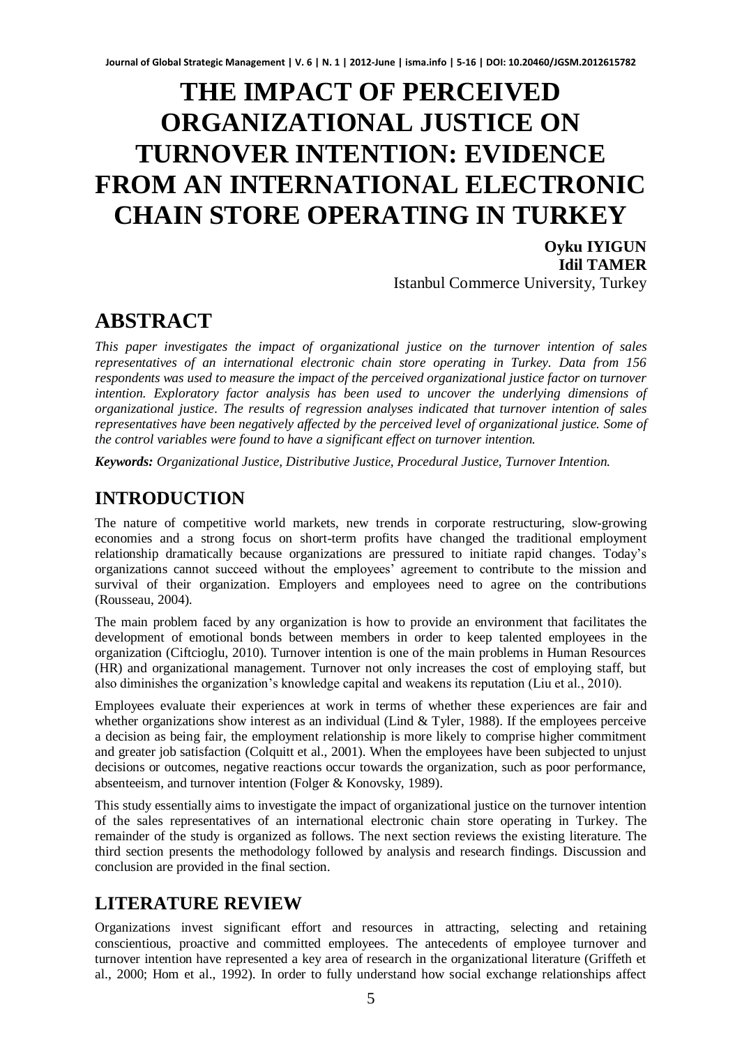# THE IMPACT OF PERCEIVED ORGANIZATIONAL JUSTICE ON TURNOVER INTENTION: EVIDENCE FROM AN INTERNATIONAL ELECTRONIC CHAIN STORE OPERATING IN TURKEY

**Oyku IYIGUN**
**Idil TAMER**
Istanbul Commerce University, Turkey

## ABSTRACT

*This paper investigates the impact of organizational justice on the turnover intention of sales representatives of an international electronic chain store operating in Turkey. Data from 156 respondents was used to measure the impact of the perceived organizational justice factor on turnover intention. Exploratory factor analysis has been used to uncover the underlying dimensions of organizational justice. The results of regression analyses indicated that turnover intention of sales representatives have been negatively affected by the perceived level of organizational justice. Some of the control variables were found to have a significant effect on turnover intention.*

***Keywords:*** *Organizational Justice, Distributive Justice, Procedural Justice, Turnover Intention.*

## INTRODUCTION

The nature of competitive world markets, new trends in corporate restructuring, slow-growing economies and a strong focus on short-term profits have changed the traditional employment relationship dramatically because organizations are pressured to initiate rapid changes. Today's organizations cannot succeed without the employees' agreement to contribute to the mission and survival of their organization. Employers and employees need to agree on the contributions (Rousseau, 2004).

The main problem faced by any organization is how to provide an environment that facilitates the development of emotional bonds between members in order to keep talented employees in the organization (Ciftcioglu, 2010). Turnover intention is one of the main problems in Human Resources (HR) and organizational management. Turnover not only increases the cost of employing staff, but also diminishes the organization's knowledge capital and weakens its reputation (Liu et al., 2010).

Employees evaluate their experiences at work in terms of whether these experiences are fair and whether organizations show interest as an individual (Lind & Tyler, 1988). If the employees perceive a decision as being fair, the employment relationship is more likely to comprise higher commitment and greater job satisfaction (Colquitt et al., 2001). When the employees have been subjected to unjust decisions or outcomes, negative reactions occur towards the organization, such as poor performance, absenteeism, and turnover intention (Folger & Konovsky, 1989).

This study essentially aims to investigate the impact of organizational justice on the turnover intention of the sales representatives of an international electronic chain store operating in Turkey. The remainder of the study is organized as follows. The next section reviews the existing literature. The third section presents the methodology followed by analysis and research findings. Discussion and conclusion are provided in the final section.

## LITERATURE REVIEW

Organizations invest significant effort and resources in attracting, selecting and retaining conscientious, proactive and committed employees. The antecedents of employee turnover and turnover intention have represented a key area of research in the organizational literature (Griffeth et al., 2000; Hom et al., 1992). In order to fully understand how social exchange relationships affect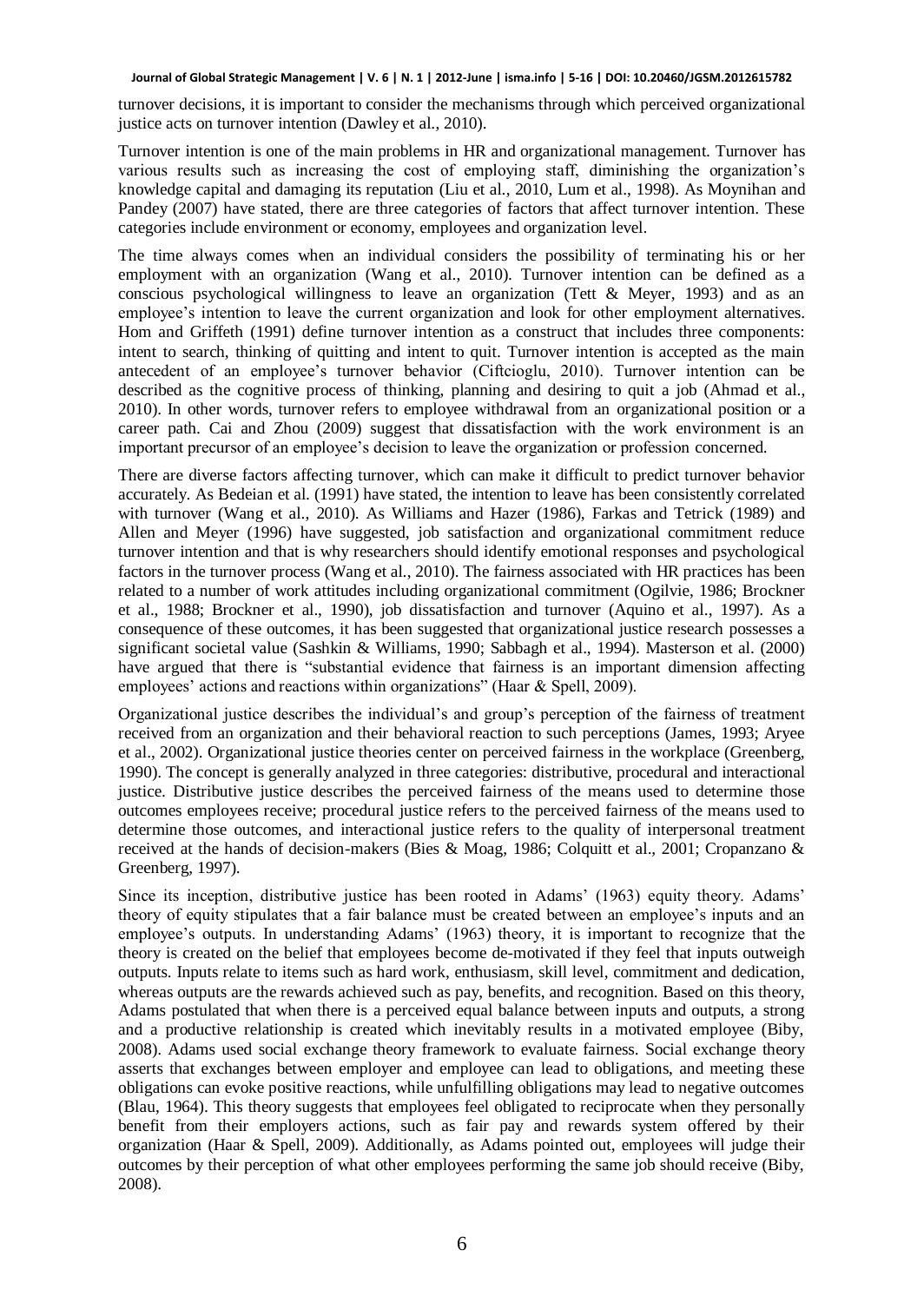turnover decisions, it is important to consider the mechanisms through which perceived organizational justice acts on turnover intention (Dawley et al., 2010).

Turnover intention is one of the main problems in HR and organizational management. Turnover has various results such as increasing the cost of employing staff, diminishing the organization's knowledge capital and damaging its reputation (Liu et al., 2010, Lum et al., 1998). As Moynihan and Pandey (2007) have stated, there are three categories of factors that affect turnover intention. These categories include environment or economy, employees and organization level.

The time always comes when an individual considers the possibility of terminating his or her employment with an organization (Wang et al., 2010). Turnover intention can be defined as a conscious psychological willingness to leave an organization (Tett & Meyer, 1993) and as an employee's intention to leave the current organization and look for other employment alternatives. Hom and Griffeth (1991) define turnover intention as a construct that includes three components: intent to search, thinking of quitting and intent to quit. Turnover intention is accepted as the main antecedent of an employee's turnover behavior (Ciftcioglu, 2010). Turnover intention can be described as the cognitive process of thinking, planning and desiring to quit a job (Ahmad et al., 2010). In other words, turnover refers to employee withdrawal from an organizational position or a career path. Cai and Zhou (2009) suggest that dissatisfaction with the work environment is an important precursor of an employee's decision to leave the organization or profession concerned.

There are diverse factors affecting turnover, which can make it difficult to predict turnover behavior accurately. As Bedeian et al. (1991) have stated, the intention to leave has been consistently correlated with turnover (Wang et al., 2010). As Williams and Hazer (1986), Farkas and Tetrick (1989) and Allen and Meyer (1996) have suggested, job satisfaction and organizational commitment reduce turnover intention and that is why researchers should identify emotional responses and psychological factors in the turnover process (Wang et al., 2010). The fairness associated with HR practices has been related to a number of work attitudes including organizational commitment (Ogilvie, 1986; Brockner et al., 1988; Brockner et al., 1990), job dissatisfaction and turnover (Aquino et al., 1997). As a consequence of these outcomes, it has been suggested that organizational justice research possesses a significant societal value (Sashkin & Williams, 1990; Sabbagh et al., 1994). Masterson et al. (2000) have argued that there is "substantial evidence that fairness is an important dimension affecting employees' actions and reactions within organizations" (Haar & Spell, 2009).

Organizational justice describes the individual's and group's perception of the fairness of treatment received from an organization and their behavioral reaction to such perceptions (James, 1993; Aryee et al., 2002). Organizational justice theories center on perceived fairness in the workplace (Greenberg, 1990). The concept is generally analyzed in three categories: distributive, procedural and interactional justice. Distributive justice describes the perceived fairness of the means used to determine those outcomes employees receive; procedural justice refers to the perceived fairness of the means used to determine those outcomes, and interactional justice refers to the quality of interpersonal treatment received at the hands of decision-makers (Bies & Moag, 1986; Colquitt et al., 2001; Cropanzano & Greenberg, 1997).

Since its inception, distributive justice has been rooted in Adams' (1963) equity theory. Adams' theory of equity stipulates that a fair balance must be created between an employee's inputs and an employee's outputs. In understanding Adams' (1963) theory, it is important to recognize that the theory is created on the belief that employees become de-motivated if they feel that inputs outweigh outputs. Inputs relate to items such as hard work, enthusiasm, skill level, commitment and dedication, whereas outputs are the rewards achieved such as pay, benefits, and recognition. Based on this theory, Adams postulated that when there is a perceived equal balance between inputs and outputs, a strong and a productive relationship is created which inevitably results in a motivated employee (Biby, 2008). Adams used social exchange theory framework to evaluate fairness. Social exchange theory asserts that exchanges between employer and employee can lead to obligations, and meeting these obligations can evoke positive reactions, while unfulfilling obligations may lead to negative outcomes (Blau, 1964). This theory suggests that employees feel obligated to reciprocate when they personally benefit from their employers actions, such as fair pay and rewards system offered by their organization (Haar & Spell, 2009). Additionally, as Adams pointed out, employees will judge their outcomes by their perception of what other employees performing the same job should receive (Biby, 2008).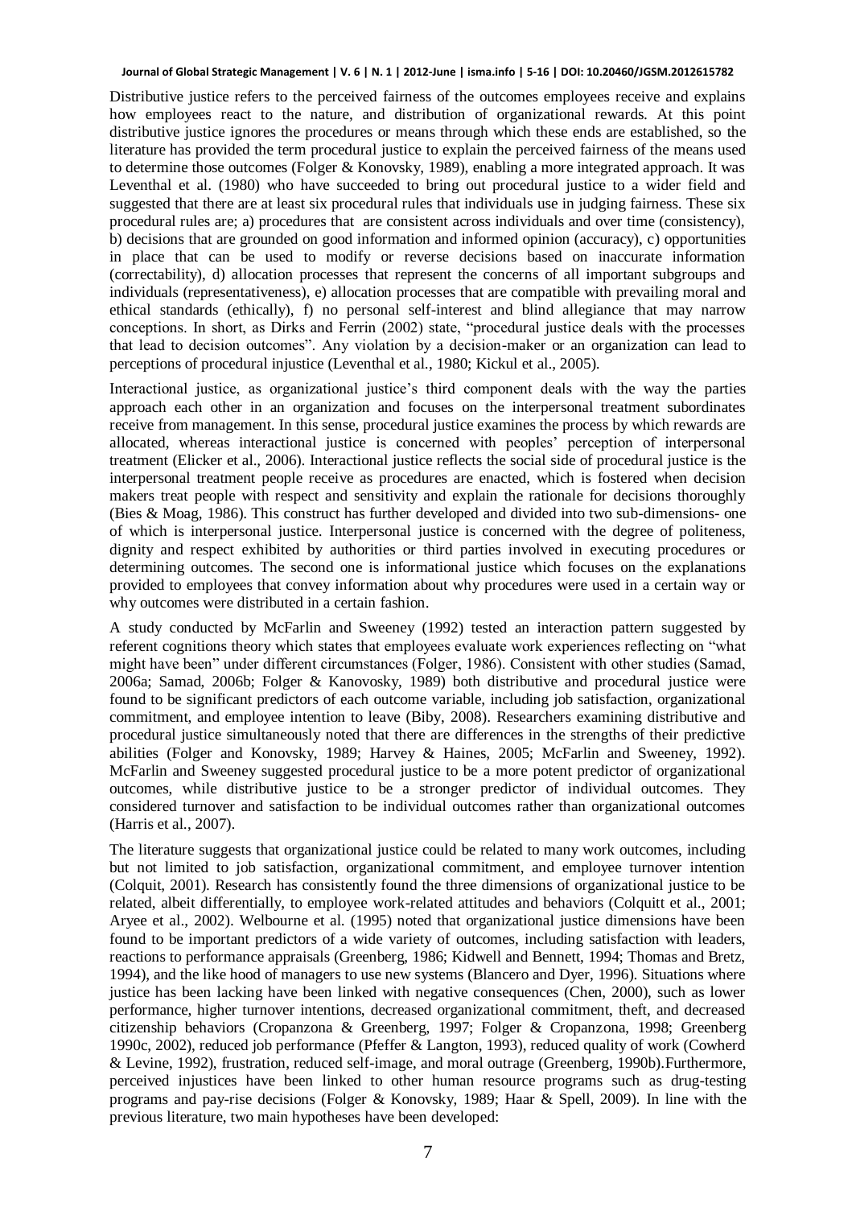Distributive justice refers to the perceived fairness of the outcomes employees receive and explains how employees react to the nature, and distribution of organizational rewards. At this point distributive justice ignores the procedures or means through which these ends are established, so the literature has provided the term procedural justice to explain the perceived fairness of the means used to determine those outcomes (Folger & Konovsky, 1989), enabling a more integrated approach. It was Leventhal et al. (1980) who have succeeded to bring out procedural justice to a wider field and suggested that there are at least six procedural rules that individuals use in judging fairness. These six procedural rules are; a) procedures that are consistent across individuals and over time (consistency), b) decisions that are grounded on good information and informed opinion (accuracy), c) opportunities in place that can be used to modify or reverse decisions based on inaccurate information (correctability), d) allocation processes that represent the concerns of all important subgroups and individuals (representativeness), e) allocation processes that are compatible with prevailing moral and ethical standards (ethically), f) no personal self-interest and blind allegiance that may narrow conceptions. In short, as Dirks and Ferrin (2002) state, "procedural justice deals with the processes that lead to decision outcomes". Any violation by a decision-maker or an organization can lead to perceptions of procedural injustice (Leventhal et al., 1980; Kickul et al., 2005).

Interactional justice, as organizational justice's third component deals with the way the parties approach each other in an organization and focuses on the interpersonal treatment subordinates receive from management. In this sense, procedural justice examines the process by which rewards are allocated, whereas interactional justice is concerned with peoples' perception of interpersonal treatment (Elicker et al., 2006). Interactional justice reflects the social side of procedural justice is the interpersonal treatment people receive as procedures are enacted, which is fostered when decision makers treat people with respect and sensitivity and explain the rationale for decisions thoroughly (Bies & Moag, 1986). This construct has further developed and divided into two sub-dimensions- one of which is interpersonal justice. Interpersonal justice is concerned with the degree of politeness, dignity and respect exhibited by authorities or third parties involved in executing procedures or determining outcomes. The second one is informational justice which focuses on the explanations provided to employees that convey information about why procedures were used in a certain way or why outcomes were distributed in a certain fashion.

A study conducted by McFarlin and Sweeney (1992) tested an interaction pattern suggested by referent cognitions theory which states that employees evaluate work experiences reflecting on "what might have been" under different circumstances (Folger, 1986). Consistent with other studies (Samad, 2006a; Samad, 2006b; Folger & Kanovosky, 1989) both distributive and procedural justice were found to be significant predictors of each outcome variable, including job satisfaction, organizational commitment, and employee intention to leave (Biby, 2008). Researchers examining distributive and procedural justice simultaneously noted that there are differences in the strengths of their predictive abilities (Folger and Konovsky, 1989; Harvey & Haines, 2005; McFarlin and Sweeney, 1992). McFarlin and Sweeney suggested procedural justice to be a more potent predictor of organizational outcomes, while distributive justice to be a stronger predictor of individual outcomes. They considered turnover and satisfaction to be individual outcomes rather than organizational outcomes (Harris et al., 2007).

The literature suggests that organizational justice could be related to many work outcomes, including but not limited to job satisfaction, organizational commitment, and employee turnover intention (Colquit, 2001). Research has consistently found the three dimensions of organizational justice to be related, albeit differentially, to employee work-related attitudes and behaviors (Colquitt et al., 2001; Aryee et al., 2002). Welbourne et al. (1995) noted that organizational justice dimensions have been found to be important predictors of a wide variety of outcomes, including satisfaction with leaders, reactions to performance appraisals (Greenberg, 1986; Kidwell and Bennett, 1994; Thomas and Bretz, 1994), and the like hood of managers to use new systems (Blancero and Dyer, 1996). Situations where justice has been lacking have been linked with negative consequences (Chen, 2000), such as lower performance, higher turnover intentions, decreased organizational commitment, theft, and decreased citizenship behaviors (Cropanzona & Greenberg, 1997; Folger & Cropanzona, 1998; Greenberg 1990c, 2002), reduced job performance (Pfeffer & Langton, 1993), reduced quality of work (Cowherd & Levine, 1992), frustration, reduced self-image, and moral outrage (Greenberg, 1990b).Furthermore, perceived injustices have been linked to other human resource programs such as drug-testing programs and pay-rise decisions (Folger & Konovsky, 1989; Haar & Spell, 2009). In line with the previous literature, two main hypotheses have been developed: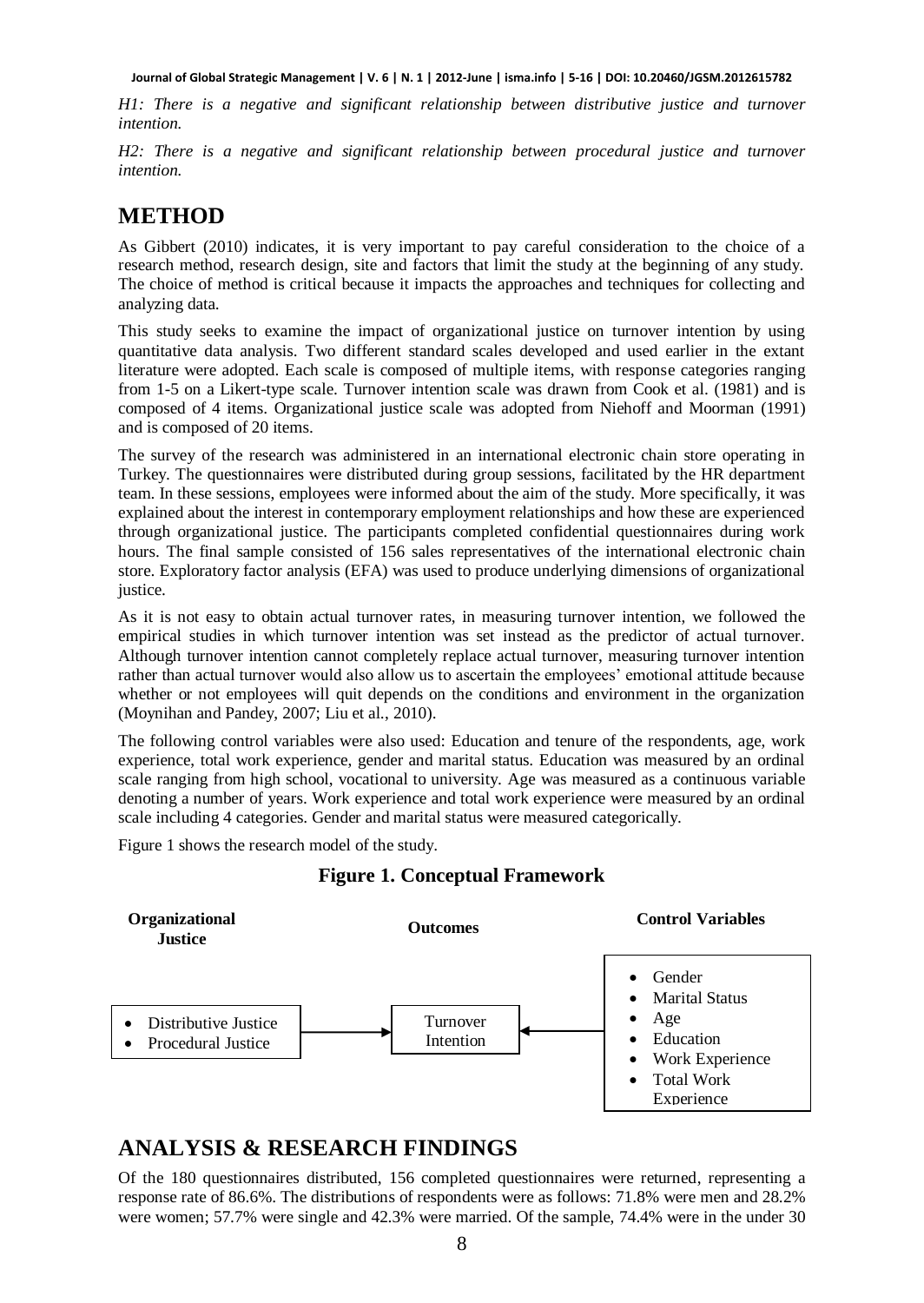*H1: There is a negative and significant relationship between distributive justice and turnover intention.*

*H2: There is a negative and significant relationship between procedural justice and turnover intention.*

# METHOD

As Gibbert (2010) indicates, it is very important to pay careful consideration to the choice of a research method, research design, site and factors that limit the study at the beginning of any study. The choice of method is critical because it impacts the approaches and techniques for collecting and analyzing data.

This study seeks to examine the impact of organizational justice on turnover intention by using quantitative data analysis. Two different standard scales developed and used earlier in the extant literature were adopted. Each scale is composed of multiple items, with response categories ranging from 1-5 on a Likert-type scale. Turnover intention scale was drawn from Cook et al. (1981) and is composed of 4 items. Organizational justice scale was adopted from Niehoff and Moorman (1991) and is composed of 20 items.

The survey of the research was administered in an international electronic chain store operating in Turkey. The questionnaires were distributed during group sessions, facilitated by the HR department team. In these sessions, employees were informed about the aim of the study. More specifically, it was explained about the interest in contemporary employment relationships and how these are experienced through organizational justice. The participants completed confidential questionnaires during work hours. The final sample consisted of 156 sales representatives of the international electronic chain store. Exploratory factor analysis (EFA) was used to produce underlying dimensions of organizational justice.

As it is not easy to obtain actual turnover rates, in measuring turnover intention, we followed the empirical studies in which turnover intention was set instead as the predictor of actual turnover. Although turnover intention cannot completely replace actual turnover, measuring turnover intention rather than actual turnover would also allow us to ascertain the employees' emotional attitude because whether or not employees will quit depends on the conditions and environment in the organization (Moynihan and Pandey, 2007; Liu et al., 2010).

The following control variables were also used: Education and tenure of the respondents, age, work experience, total work experience, gender and marital status. Education was measured by an ordinal scale ranging from high school, vocational to university. Age was measured as a continuous variable denoting a number of years. Work experience and total work experience were measured by an ordinal scale including 4 categories. Gender and marital status were measured categorically.

Figure 1 shows the research model of the study.

**Figure 1. Conceptual Framework**

**Organizational Justice**
- Distributive Justice
- Procedural Justice

→ **Outcomes**: Turnover Intention ←

**Control Variables**
- Gender
- Marital Status
- Age
- Education
- Work Experience
- Total Work Experience

# ANALYSIS & RESEARCH FINDINGS

Of the 180 questionnaires distributed, 156 completed questionnaires were returned, representing a response rate of 86.6%. The distributions of respondents were as follows: 71.8% were men and 28.2% were women; 57.7% were single and 42.3% were married. Of the sample, 74.4% were in the under 30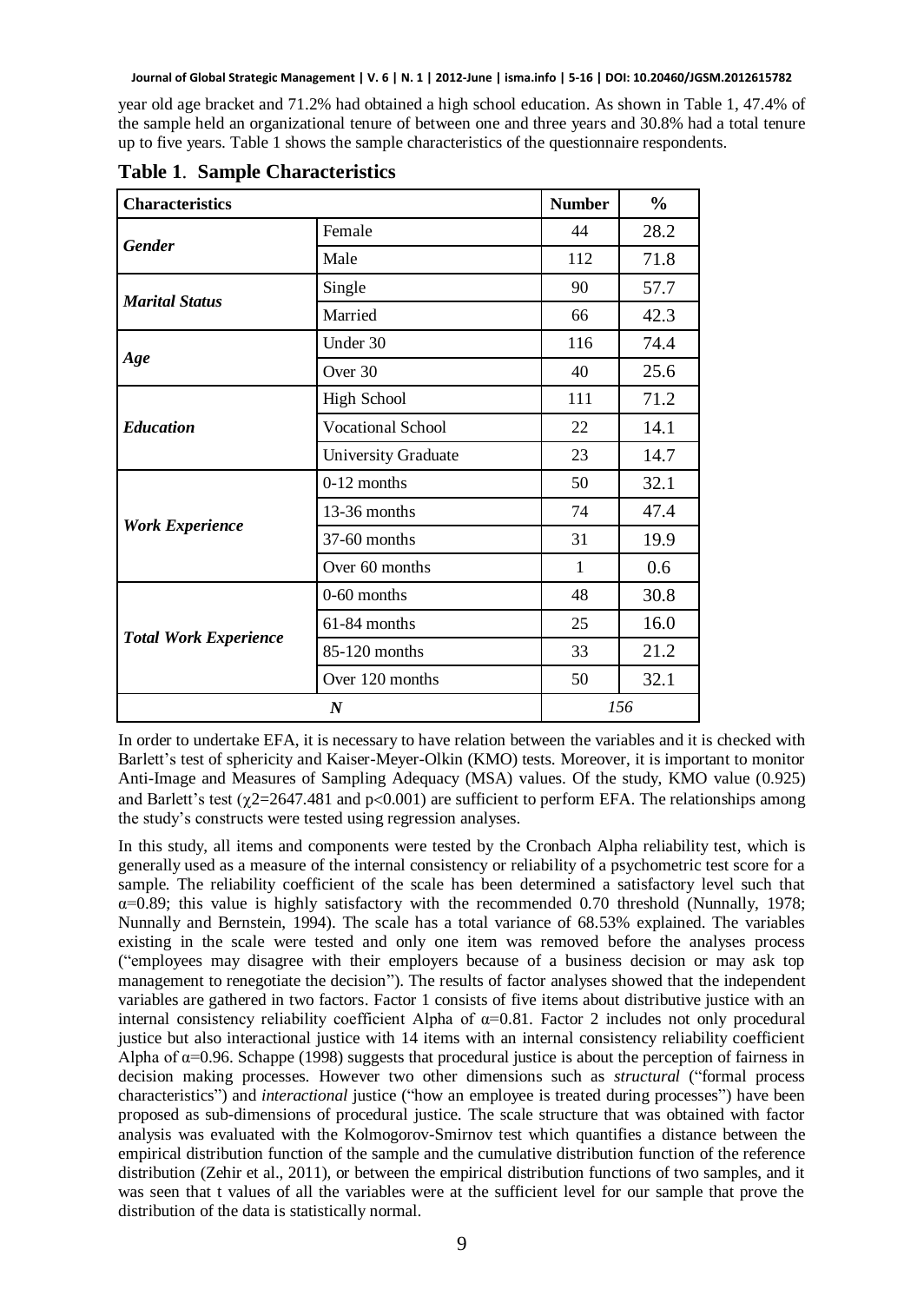year old age bracket and 71.2% had obtained a high school education. As shown in Table 1, 47.4% of the sample held an organizational tenure of between one and three years and 30.8% had a total tenure up to five years. Table 1 shows the sample characteristics of the questionnaire respondents.

**Table 1**. **Sample Characteristics**

| Characteristics | | Number | % |
|---|---|---|---|
| *Gender* | Female | 44 | 28.2 |
| | Male | 112 | 71.8 |
| *Marital Status* | Single | 90 | 57.7 |
| | Married | 66 | 42.3 |
| *Age* | Under 30 | 116 | 74.4 |
| | Over 30 | 40 | 25.6 |
| *Education* | High School | 111 | 71.2 |
| | Vocational School | 22 | 14.1 |
| | University Graduate | 23 | 14.7 |
| *Work Experience* | 0-12 months | 50 | 32.1 |
| | 13-36 months | 74 | 47.4 |
| | 37-60 months | 31 | 19.9 |
| | Over 60 months | 1 | 0.6 |
| *Total Work Experience* | 0-60 months | 48 | 30.8 |
| | 61-84 months | 25 | 16.0 |
| | 85-120 months | 33 | 21.2 |
| | Over 120 months | 50 | 32.1 |
| ***N*** | | *156* | |

In order to undertake EFA, it is necessary to have relation between the variables and it is checked with Barlett's test of sphericity and Kaiser-Meyer-Olkin (KMO) tests. Moreover, it is important to monitor Anti-Image and Measures of Sampling Adequacy (MSA) values. Of the study, KMO value (0.925) and Barlett's test ($\chi2$=2647.481 and $p<0.001$) are sufficient to perform EFA. The relationships among the study's constructs were tested using regression analyses.

In this study, all items and components were tested by the Cronbach Alpha reliability test, which is generally used as a measure of the internal consistency or reliability of a psychometric test score for a sample. The reliability coefficient of the scale has been determined a satisfactory level such that $\alpha$=0.89; this value is highly satisfactory with the recommended 0.70 threshold (Nunnally, 1978; Nunnally and Bernstein, 1994). The scale has a total variance of 68.53% explained. The variables existing in the scale were tested and only one item was removed before the analyses process ("employees may disagree with their employers because of a business decision or may ask top management to renegotiate the decision"). The results of factor analyses showed that the independent variables are gathered in two factors. Factor 1 consists of five items about distributive justice with an internal consistency reliability coefficient Alpha of $\alpha$=0.81. Factor 2 includes not only procedural justice but also interactional justice with 14 items with an internal consistency reliability coefficient Alpha of $\alpha$=0.96. Schappe (1998) suggests that procedural justice is about the perception of fairness in decision making processes. However two other dimensions such as *structural* ("formal process characteristics") and *interactional* justice ("how an employee is treated during processes") have been proposed as sub-dimensions of procedural justice. The scale structure that was obtained with factor analysis was evaluated with the Kolmogorov-Smirnov test which quantifies a distance between the empirical distribution function of the sample and the cumulative distribution function of the reference distribution (Zehir et al., 2011), or between the empirical distribution functions of two samples, and it was seen that t values of all the variables were at the sufficient level for our sample that prove the distribution of the data is statistically normal.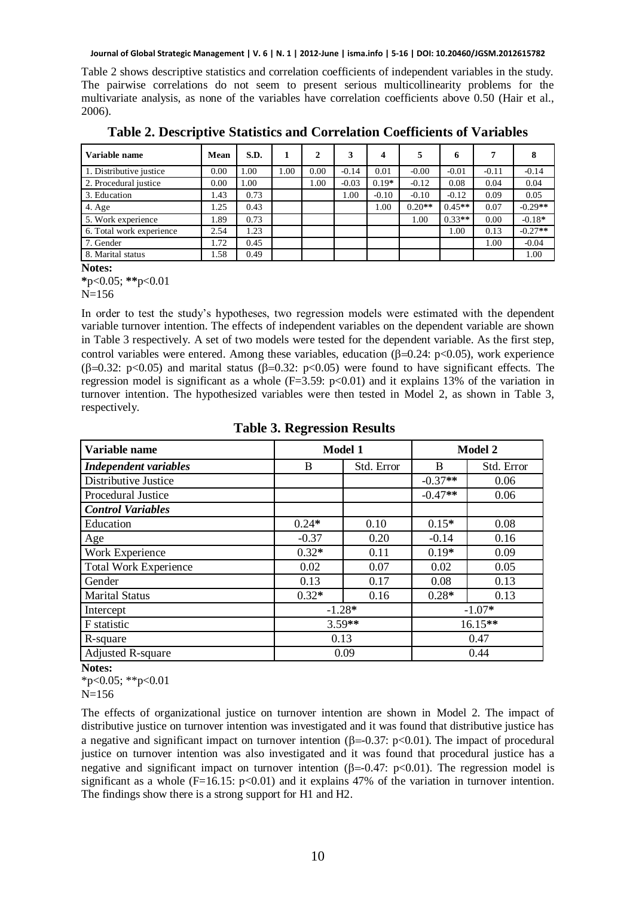Table 2 shows descriptive statistics and correlation coefficients of independent variables in the study. The pairwise correlations do not seem to present serious multicollinearity problems for the multivariate analysis, as none of the variables have correlation coefficients above 0.50 (Hair et al., 2006).

**Table 2. Descriptive Statistics and Correlation Coefficients of Variables**

| Variable name | Mean | S.D. | 1 | 2 | 3 | 4 | 5 | 6 | 7 | 8 |
|---|---|---|---|---|---|---|---|---|---|---|
| 1. Distributive justice | 0.00 | 1.00 | 1.00 | 0.00 | -0.14 | 0.01 | -0.00 | -0.01 | -0.11 | -0.14 |
| 2. Procedural justice | 0.00 | 1.00 | | 1.00 | -0.03 | 0.19* | -0.12 | 0.08 | 0.04 | 0.04 |
| 3. Education | 1.43 | 0.73 | | | 1.00 | -0.10 | -0.10 | -0.12 | 0.09 | 0.05 |
| 4. Age | 1.25 | 0.43 | | | | 1.00 | 0.20** | 0.45** | 0.07 | -0.29** |
| 5. Work experience | 1.89 | 0.73 | | | | | 1.00 | 0.33** | 0.00 | -0.18* |
| 6. Total work experience | 2.54 | 1.23 | | | | | | 1.00 | 0.13 | -0.27** |
| 7. Gender | 1.72 | 0.45 | | | | | | | 1.00 | -0.04 |
| 8. Marital status | 1.58 | 0.49 | | | | | | | | 1.00 |

**Notes:**
*$p<0.05$; **$p<0.01$
N=156

In order to test the study's hypotheses, two regression models were estimated with the dependent variable turnover intention. The effects of independent variables on the dependent variable are shown in Table 3 respectively. A set of two models were tested for the dependent variable. As the first step, control variables were entered. Among these variables, education ($\beta$=0.24: $p<0.05$), work experience ($\beta$=0.32: $p<0.05$) and marital status ($\beta$=0.32: $p<0.05$) were found to have significant effects. The regression model is significant as a whole (F=3.59: $p<0.01$) and it explains 13% of the variation in turnover intention. The hypothesized variables were then tested in Model 2, as shown in Table 3, respectively.

**Table 3. Regression Results**

| Variable name | Model 1 | | Model 2 | |
|---|---|---|---|---|
| ***Independent variables*** | B | Std. Error | B | Std. Error |
| Distributive Justice | | | -0.37** | 0.06 |
| Procedural Justice | | | -0.47** | 0.06 |
| ***Control Variables*** | | | | |
| Education | 0.24* | 0.10 | 0.15* | 0.08 |
| Age | -0.37 | 0.20 | -0.14 | 0.16 |
| Work Experience | 0.32* | 0.11 | 0.19* | 0.09 |
| Total Work Experience | 0.02 | 0.07 | 0.02 | 0.05 |
| Gender | 0.13 | 0.17 | 0.08 | 0.13 |
| Marital Status | 0.32* | 0.16 | 0.28* | 0.13 |
| Intercept | -1.28* | | -1.07* | |
| F statistic | 3.59** | | 16.15** | |
| R-square | 0.13 | | 0.47 | |
| Adjusted R-square | 0.09 | | 0.44 | |

**Notes:**
*$p<0.05$; **$p<0.01$
N=156

The effects of organizational justice on turnover intention are shown in Model 2. The impact of distributive justice on turnover intention was investigated and it was found that distributive justice has a negative and significant impact on turnover intention ($\beta$=-0.37: $p<0.01$). The impact of procedural justice on turnover intention was also investigated and it was found that procedural justice has a negative and significant impact on turnover intention ($\beta$=-0.47: $p<0.01$). The regression model is significant as a whole (F=16.15: $p<0.01$) and it explains 47% of the variation in turnover intention. The findings show there is a strong support for H1 and H2.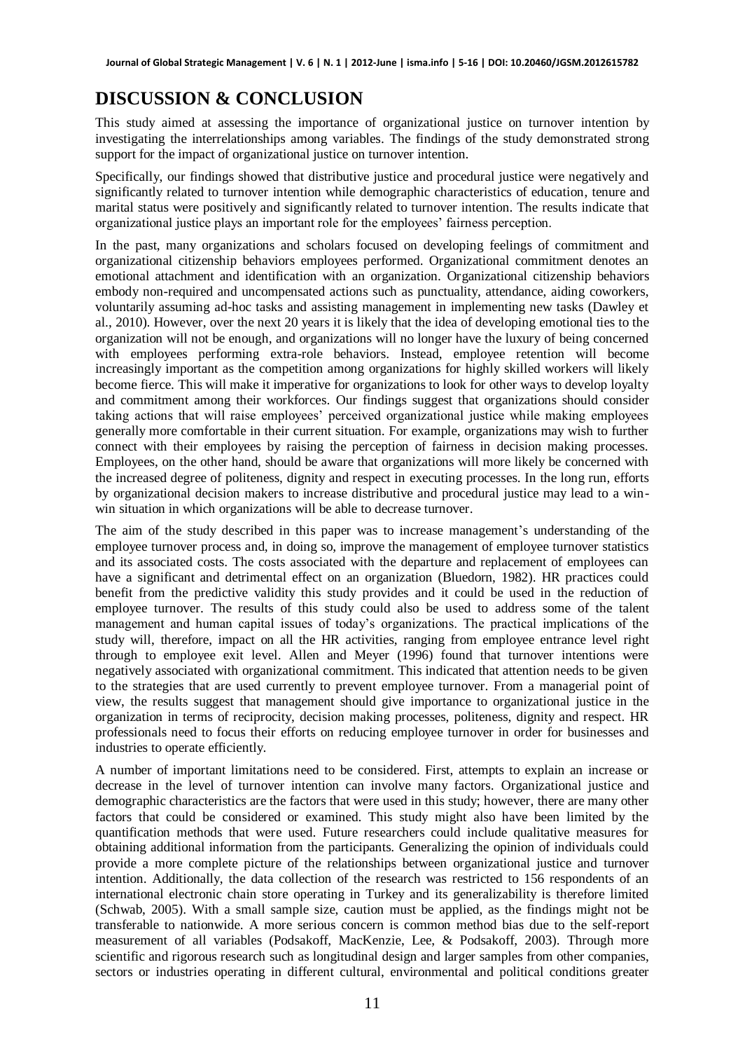## DISCUSSION & CONCLUSION

This study aimed at assessing the importance of organizational justice on turnover intention by investigating the interrelationships among variables. The findings of the study demonstrated strong support for the impact of organizational justice on turnover intention.

Specifically, our findings showed that distributive justice and procedural justice were negatively and significantly related to turnover intention while demographic characteristics of education, tenure and marital status were positively and significantly related to turnover intention. The results indicate that organizational justice plays an important role for the employees' fairness perception.

In the past, many organizations and scholars focused on developing feelings of commitment and organizational citizenship behaviors employees performed. Organizational commitment denotes an emotional attachment and identification with an organization. Organizational citizenship behaviors embody non-required and uncompensated actions such as punctuality, attendance, aiding coworkers, voluntarily assuming ad-hoc tasks and assisting management in implementing new tasks (Dawley et al., 2010). However, over the next 20 years it is likely that the idea of developing emotional ties to the organization will not be enough, and organizations will no longer have the luxury of being concerned with employees performing extra-role behaviors. Instead, employee retention will become increasingly important as the competition among organizations for highly skilled workers will likely become fierce. This will make it imperative for organizations to look for other ways to develop loyalty and commitment among their workforces. Our findings suggest that organizations should consider taking actions that will raise employees' perceived organizational justice while making employees generally more comfortable in their current situation. For example, organizations may wish to further connect with their employees by raising the perception of fairness in decision making processes. Employees, on the other hand, should be aware that organizations will more likely be concerned with the increased degree of politeness, dignity and respect in executing processes. In the long run, efforts by organizational decision makers to increase distributive and procedural justice may lead to a win-win situation in which organizations will be able to decrease turnover.

The aim of the study described in this paper was to increase management's understanding of the employee turnover process and, in doing so, improve the management of employee turnover statistics and its associated costs. The costs associated with the departure and replacement of employees can have a significant and detrimental effect on an organization (Bluedorn, 1982). HR practices could benefit from the predictive validity this study provides and it could be used in the reduction of employee turnover. The results of this study could also be used to address some of the talent management and human capital issues of today's organizations. The practical implications of the study will, therefore, impact on all the HR activities, ranging from employee entrance level right through to employee exit level. Allen and Meyer (1996) found that turnover intentions were negatively associated with organizational commitment. This indicated that attention needs to be given to the strategies that are used currently to prevent employee turnover. From a managerial point of view, the results suggest that management should give importance to organizational justice in the organization in terms of reciprocity, decision making processes, politeness, dignity and respect. HR professionals need to focus their efforts on reducing employee turnover in order for businesses and industries to operate efficiently.

A number of important limitations need to be considered. First, attempts to explain an increase or decrease in the level of turnover intention can involve many factors. Organizational justice and demographic characteristics are the factors that were used in this study; however, there are many other factors that could be considered or examined. This study might also have been limited by the quantification methods that were used. Future researchers could include qualitative measures for obtaining additional information from the participants. Generalizing the opinion of individuals could provide a more complete picture of the relationships between organizational justice and turnover intention. Additionally, the data collection of the research was restricted to 156 respondents of an international electronic chain store operating in Turkey and its generalizability is therefore limited (Schwab, 2005). With a small sample size, caution must be applied, as the findings might not be transferable to nationwide. A more serious concern is common method bias due to the self-report measurement of all variables (Podsakoff, MacKenzie, Lee, & Podsakoff, 2003). Through more scientific and rigorous research such as longitudinal design and larger samples from other companies, sectors or industries operating in different cultural, environmental and political conditions greater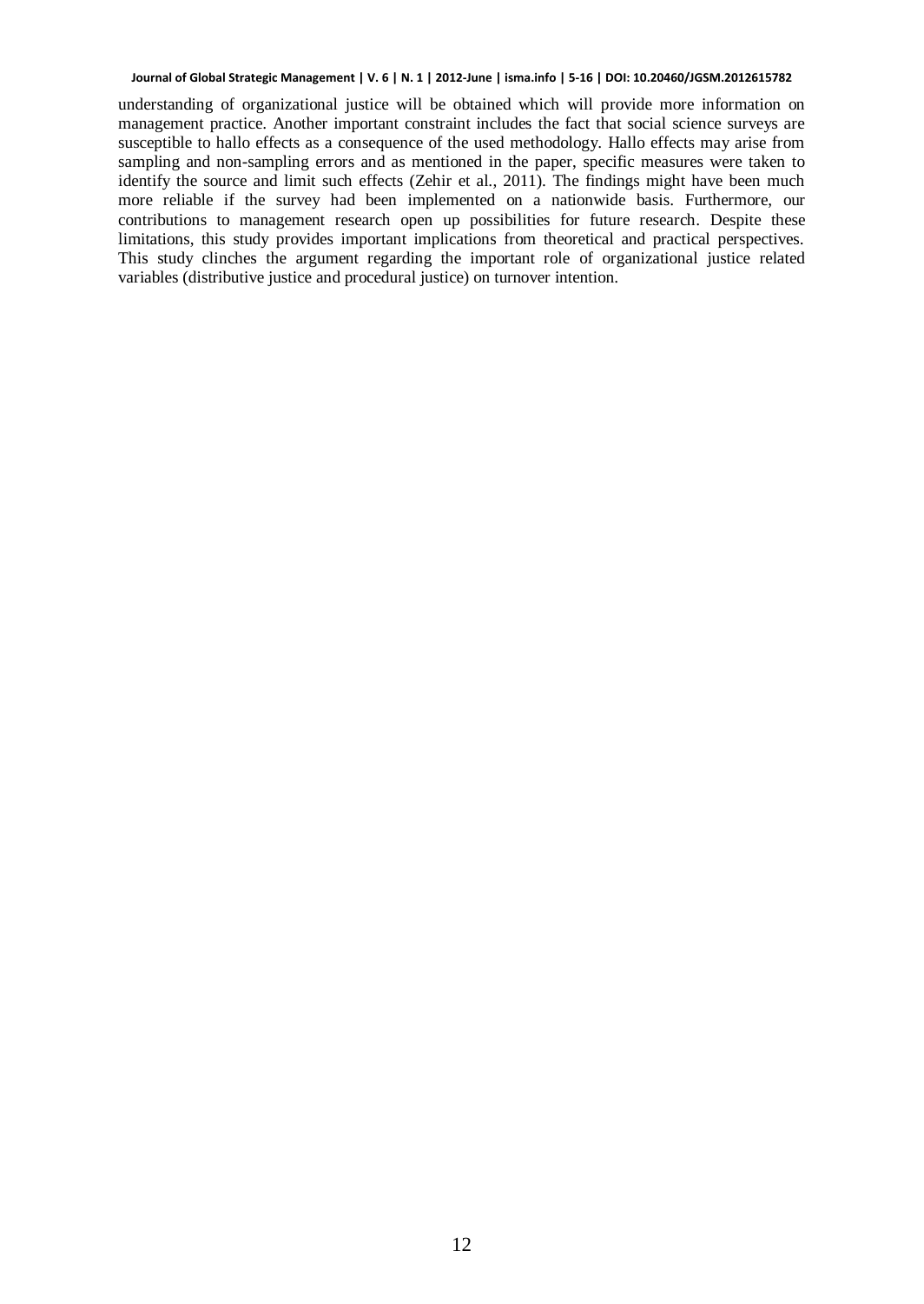understanding of organizational justice will be obtained which will provide more information on management practice. Another important constraint includes the fact that social science surveys are susceptible to hallo effects as a consequence of the used methodology. Hallo effects may arise from sampling and non-sampling errors and as mentioned in the paper, specific measures were taken to identify the source and limit such effects (Zehir et al., 2011). The findings might have been much more reliable if the survey had been implemented on a nationwide basis. Furthermore, our contributions to management research open up possibilities for future research. Despite these limitations, this study provides important implications from theoretical and practical perspectives. This study clinches the argument regarding the important role of organizational justice related variables (distributive justice and procedural justice) on turnover intention.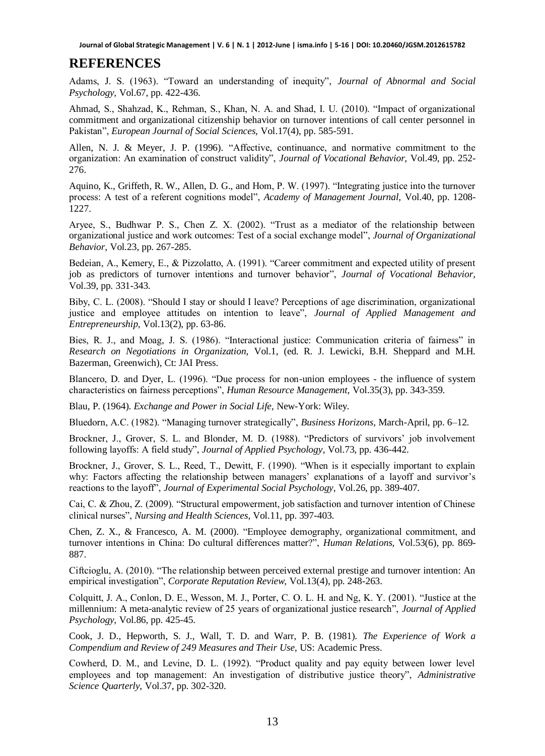## REFERENCES

Adams, J. S. (1963). "Toward an understanding of inequity", *Journal of Abnormal and Social Psychology,* Vol.67, pp. 422-436.

Ahmad, S., Shahzad, K., Rehman, S., Khan, N. A. and Shad, I. U. (2010). "Impact of organizational commitment and organizational citizenship behavior on turnover intentions of call center personnel in Pakistan", *European Journal of Social Sciences,* Vol.17(4), pp. 585-591.

Allen, N. J. & Meyer, J. P. (1996). "Affective, continuance, and normative commitment to the organization: An examination of construct validity", *Journal of Vocational Behavior,* Vol.49, pp. 252-276.

Aquino, K., Griffeth, R. W., Allen, D. G., and Hom, P. W. (1997). "Integrating justice into the turnover process: A test of a referent cognitions model", *Academy of Management Journal,* Vol.40, pp. 1208-1227.

Aryee, S., Budhwar P. S., Chen Z. X. (2002). "Trust as a mediator of the relationship between organizational justice and work outcomes: Test of a social exchange model", *Journal of Organizational Behavior,* Vol.23, pp. 267-285.

Bedeian, A., Kemery, E., & Pizzolatto, A. (1991). "Career commitment and expected utility of present job as predictors of turnover intentions and turnover behavior", *Journal of Vocational Behavior,* Vol.39, pp. 331-343.

Biby, C. L. (2008). "Should I stay or should I leave? Perceptions of age discrimination, organizational justice and employee attitudes on intention to leave", *Journal of Applied Management and Entrepreneurship,* Vol.13(2), pp. 63-86.

Bies, R. J., and Moag, J. S. (1986). "Interactional justice: Communication criteria of fairness" in *Research on Negotiations in Organization,* Vol.1, (ed. R. J. Lewicki, B.H. Sheppard and M.H. Bazerman, Greenwich), Ct: JAI Press.

Blancero, D. and Dyer, L. (1996). "Due process for non-union employees - the influence of system characteristics on fairness perceptions", *Human Resource Management,* Vol.35(3), pp. 343-359.

Blau, P. (1964). *Exchange and Power in Social Life,* New-York: Wiley.

Bluedorn, A.C. (1982). "Managing turnover strategically", *Business Horizons,* March-April, pp. 6–12.

Brockner, J., Grover, S. L. and Blonder, M. D. (1988). "Predictors of survivors' job involvement following layoffs: A field study", *Journal of Applied Psychology,* Vol.73, pp. 436-442.

Brockner, J., Grover, S. L., Reed, T., Dewitt, F. (1990). "When is it especially important to explain why: Factors affecting the relationship between managers' explanations of a layoff and survivor's reactions to the layoff", *Journal of Experimental Social Psychology,* Vol.26, pp. 389-407.

Cai, C. & Zhou, Z. (2009). "Structural empowerment, job satisfaction and turnover intention of Chinese clinical nurses", *Nursing and Health Sciences,* Vol.11, pp. 397-403.

Chen, Z. X., & Francesco, A. M. (2000). "Employee demography, organizational commitment, and turnover intentions in China: Do cultural differences matter?", *Human Relations,* Vol.53(6), pp. 869-887.

Ciftcioglu, A. (2010). "The relationship between perceived external prestige and turnover intention: An empirical investigation", *Corporate Reputation Review,* Vol.13(4), pp. 248-263.

Colquitt, J. A., Conlon, D. E., Wesson, M. J., Porter, C. O. L. H. and Ng, K. Y. (2001). "Justice at the millennium: A meta-analytic review of 25 years of organizational justice research", *Journal of Applied Psychology,* Vol.86, pp. 425-45.

Cook, J. D., Hepworth, S. J., Wall, T. D. and Warr, P. B. (1981). *The Experience of Work a Compendium and Review of 249 Measures and Their Use,* US: Academic Press.

Cowherd, D. M., and Levine, D. L. (1992). "Product quality and pay equity between lower level employees and top management: An investigation of distributive justice theory", *Administrative Science Quarterly,* Vol.37, pp. 302-320.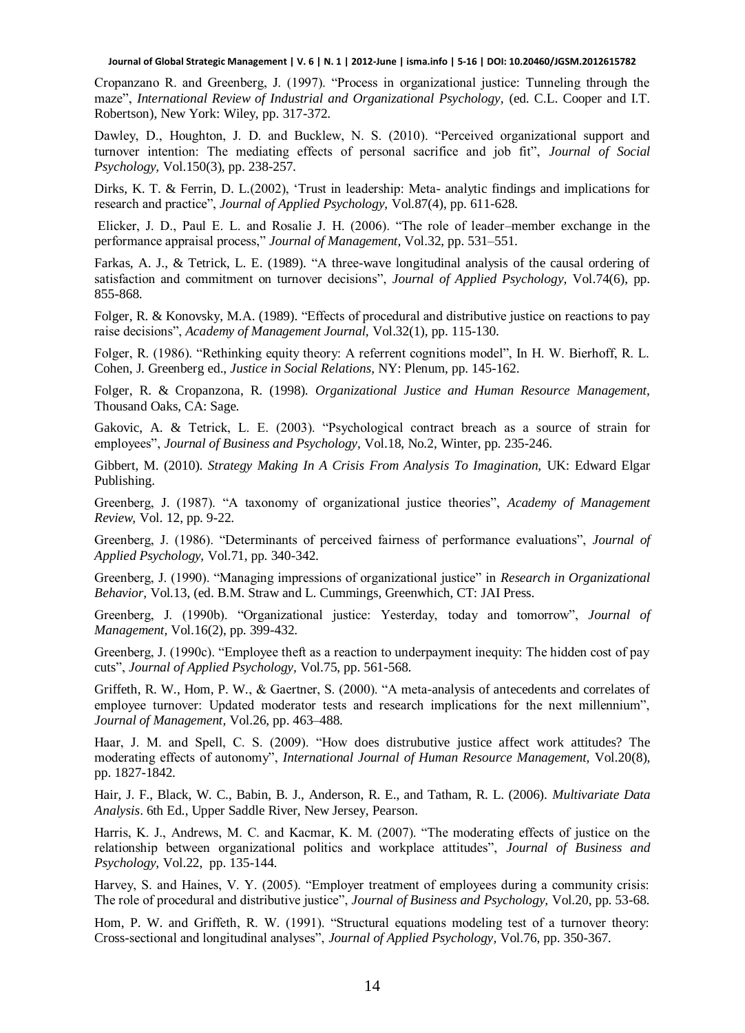Cropanzano R. and Greenberg, J. (1997). "Process in organizational justice: Tunneling through the maze", *International Review of Industrial and Organizational Psychology*, (ed. C.L. Cooper and I.T. Robertson), New York: Wiley, pp. 317-372.

Dawley, D., Houghton, J. D. and Bucklew, N. S. (2010). "Perceived organizational support and turnover intention: The mediating effects of personal sacrifice and job fit", *Journal of Social Psychology,* Vol.150(3), pp. 238-257.

Dirks, K. T. & Ferrin, D. L.(2002), 'Trust in leadership: Meta- analytic findings and implications for research and practice", *Journal of Applied Psychology,* Vol.87(4), pp. 611-628.

Elicker, J. D., Paul E. L. and Rosalie J. H. (2006). "The role of leader–member exchange in the performance appraisal process," *Journal of Management,* Vol.32, pp. 531–551.

Farkas, A. J., & Tetrick, L. E. (1989). "A three-wave longitudinal analysis of the causal ordering of satisfaction and commitment on turnover decisions", *Journal of Applied Psychology,* Vol.74(6), pp. 855-868.

Folger, R. & Konovsky, M.A. (1989). "Effects of procedural and distributive justice on reactions to pay raise decisions", *Academy of Management Journal,* Vol.32(1), pp. 115-130.

Folger, R. (1986). "Rethinking equity theory: A referrent cognitions model", In H. W. Bierhoff, R. L. Cohen, J. Greenberg ed., *Justice in Social Relations,* NY: Plenum, pp. 145-162.

Folger, R. & Cropanzona, R. (1998). *Organizational Justice and Human Resource Management,* Thousand Oaks, CA: Sage.

Gakovic, A. & Tetrick, L. E. (2003). "Psychological contract breach as a source of strain for employees", *Journal of Business and Psychology,* Vol.18, No.2, Winter, pp. 235-246.

Gibbert, M. (2010). *Strategy Making In A Crisis From Analysis To Imagination,* UK: Edward Elgar Publishing.

Greenberg, J. (1987). "A taxonomy of organizational justice theories", *Academy of Management Review,* Vol. 12, pp. 9-22.

Greenberg, J. (1986). "Determinants of perceived fairness of performance evaluations", *Journal of Applied Psychology,* Vol.71, pp. 340-342.

Greenberg, J. (1990). "Managing impressions of organizational justice" in *Research in Organizational Behavior,* Vol.13, (ed. B.M. Straw and L. Cummings, Greenwhich, CT: JAI Press.

Greenberg, J. (1990b). "Organizational justice: Yesterday, today and tomorrow", *Journal of Management,* Vol.16(2), pp. 399-432.

Greenberg, J. (1990c). "Employee theft as a reaction to underpayment inequity: The hidden cost of pay cuts", *Journal of Applied Psychology,* Vol.75, pp. 561-568.

Griffeth, R. W., Hom, P. W., & Gaertner, S. (2000). "A meta-analysis of antecedents and correlates of employee turnover: Updated moderator tests and research implications for the next millennium", *Journal of Management,* Vol.26, pp. 463–488.

Haar, J. M. and Spell, C. S. (2009). "How does distrubutive justice affect work attitudes? The moderating effects of autonomy", *International Journal of Human Resource Management,* Vol.20(8), pp. 1827-1842.

Hair, J. F., Black, W. C., Babin, B. J., Anderson, R. E., and Tatham, R. L. (2006). *Multivariate Data Analysis*. 6th Ed., Upper Saddle River, New Jersey, Pearson.

Harris, K. J., Andrews, M. C. and Kacmar, K. M. (2007). "The moderating effects of justice on the relationship between organizational politics and workplace attitudes", *Journal of Business and Psychology,* Vol.22, pp. 135-144.

Harvey, S. and Haines, V. Y. (2005). "Employer treatment of employees during a community crisis: The role of procedural and distributive justice", *Journal of Business and Psychology,* Vol.20, pp. 53-68.

Hom, P. W. and Griffeth, R. W. (1991). "Structural equations modeling test of a turnover theory: Cross-sectional and longitudinal analyses", *Journal of Applied Psychology,* Vol.76, pp. 350-367.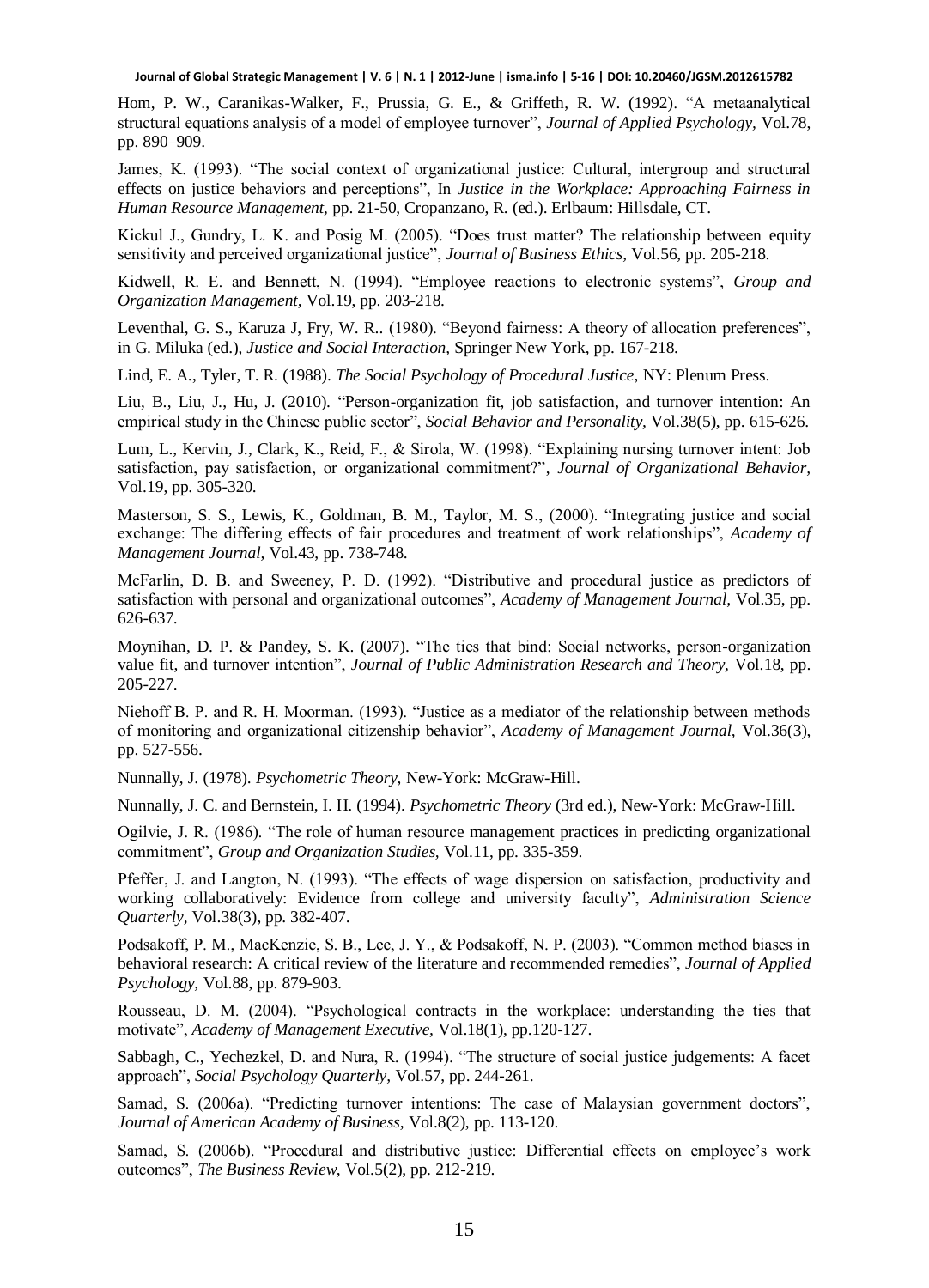Hom, P. W., Caranikas-Walker, F., Prussia, G. E., & Griffeth, R. W. (1992). "A metaanalytical structural equations analysis of a model of employee turnover", *Journal of Applied Psychology,* Vol.78, pp. 890–909.

James, K. (1993). "The social context of organizational justice: Cultural, intergroup and structural effects on justice behaviors and perceptions", In *Justice in the Workplace: Approaching Fairness in Human Resource Management,* pp. 21-50, Cropanzano, R. (ed.). Erlbaum: Hillsdale, CT.

Kickul J., Gundry, L. K. and Posig M. (2005). "Does trust matter? The relationship between equity sensitivity and perceived organizational justice", *Journal of Business Ethics,* Vol.56, pp. 205-218.

Kidwell, R. E. and Bennett, N. (1994). "Employee reactions to electronic systems", *Group and Organization Management,* Vol.19, pp. 203-218.

Leventhal, G. S., Karuza J, Fry, W. R.. (1980). "Beyond fairness: A theory of allocation preferences", in G. Miluka (ed.), *Justice and Social Interaction,* Springer New York, pp. 167-218.

Lind, E. A., Tyler, T. R. (1988). *The Social Psychology of Procedural Justice,* NY: Plenum Press.

Liu, B., Liu, J., Hu, J. (2010). "Person-organization fit, job satisfaction, and turnover intention: An empirical study in the Chinese public sector", *Social Behavior and Personality,* Vol.38(5), pp. 615-626.

Lum, L., Kervin, J., Clark, K., Reid, F., & Sirola, W. (1998). "Explaining nursing turnover intent: Job satisfaction, pay satisfaction, or organizational commitment?", *Journal of Organizational Behavior,* Vol.19, pp. 305-320.

Masterson, S. S., Lewis, K., Goldman, B. M., Taylor, M. S., (2000). "Integrating justice and social exchange: The differing effects of fair procedures and treatment of work relationships", *Academy of Management Journal,* Vol.43, pp. 738-748.

McFarlin, D. B. and Sweeney, P. D. (1992). "Distributive and procedural justice as predictors of satisfaction with personal and organizational outcomes", *Academy of Management Journal,* Vol.35, pp. 626-637.

Moynihan, D. P. & Pandey, S. K. (2007). "The ties that bind: Social networks, person-organization value fit, and turnover intention", *Journal of Public Administration Research and Theory,* Vol.18, pp. 205-227.

Niehoff B. P. and R. H. Moorman. (1993). "Justice as a mediator of the relationship between methods of monitoring and organizational citizenship behavior", *Academy of Management Journal,* Vol.36(3), pp. 527-556.

Nunnally, J. (1978). *Psychometric Theory,* New-York: McGraw-Hill.

Nunnally, J. C. and Bernstein, I. H. (1994). *Psychometric Theory* (3rd ed.), New-York: McGraw-Hill.

Ogilvie, J. R. (1986). "The role of human resource management practices in predicting organizational commitment", *Group and Organization Studies,* Vol.11, pp. 335-359.

Pfeffer, J. and Langton, N. (1993). "The effects of wage dispersion on satisfaction, productivity and working collaboratively: Evidence from college and university faculty", *Administration Science Quarterly,* Vol.38(3), pp. 382-407.

Podsakoff, P. M., MacKenzie, S. B., Lee, J. Y., & Podsakoff, N. P. (2003). "Common method biases in behavioral research: A critical review of the literature and recommended remedies", *Journal of Applied Psychology,* Vol.88, pp. 879-903.

Rousseau, D. M. (2004). "Psychological contracts in the workplace: understanding the ties that motivate", *Academy of Management Executive,* Vol.18(1), pp.120-127.

Sabbagh, C., Yechezkel, D. and Nura, R. (1994). "The structure of social justice judgements: A facet approach", *Social Psychology Quarterly,* Vol.57, pp. 244-261.

Samad, S. (2006a). "Predicting turnover intentions: The case of Malaysian government doctors", *Journal of American Academy of Business,* Vol.8(2), pp. 113-120.

Samad, S. (2006b). "Procedural and distributive justice: Differential effects on employee's work outcomes", *The Business Review,* Vol.5(2), pp. 212-219.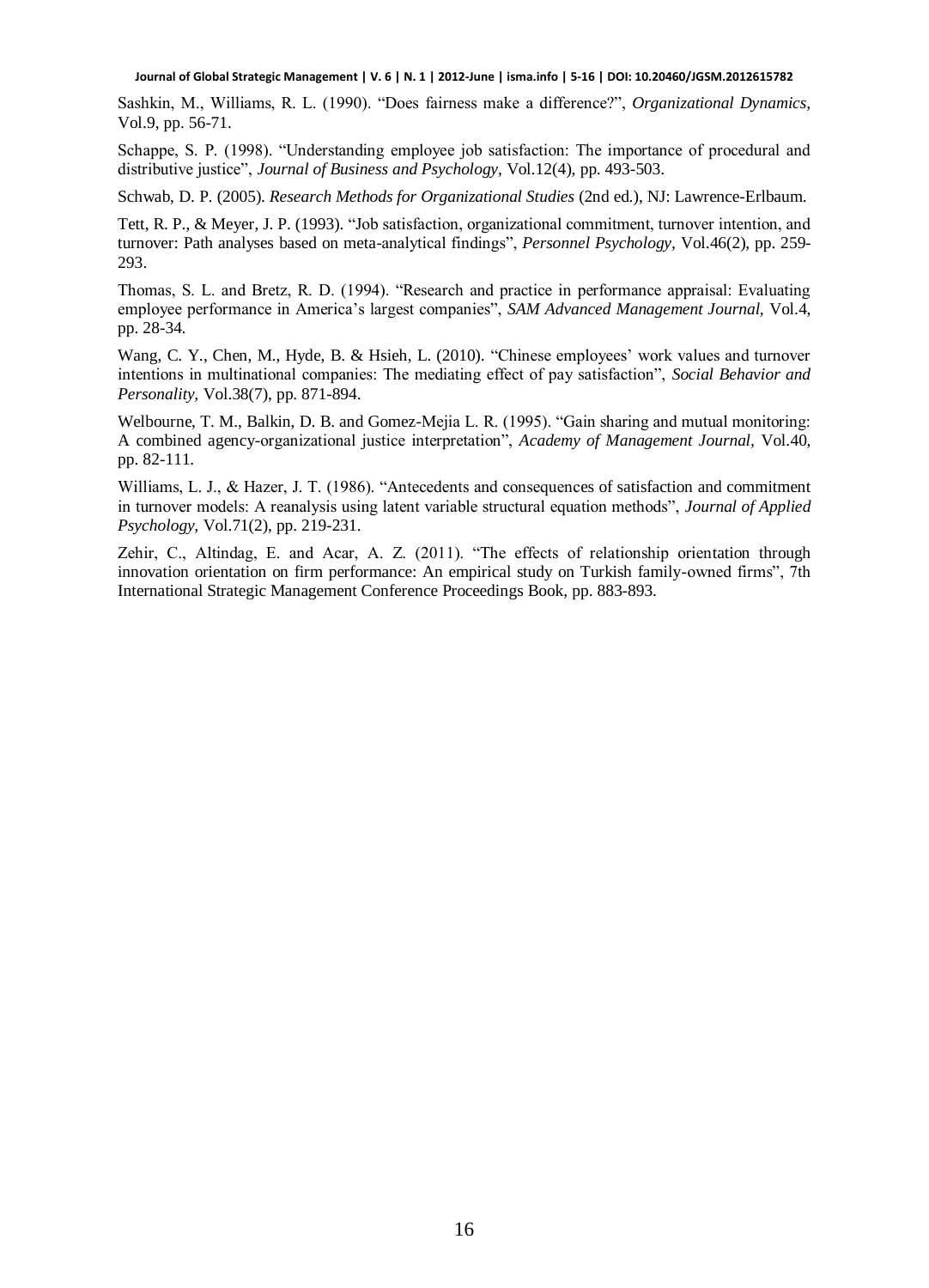Sashkin, M., Williams, R. L. (1990). "Does fairness make a difference?", *Organizational Dynamics*, Vol.9, pp. 56-71.

Schappe, S. P. (1998). "Understanding employee job satisfaction: The importance of procedural and distributive justice", *Journal of Business and Psychology*, Vol.12(4), pp. 493-503.

Schwab, D. P. (2005). *Research Methods for Organizational Studies* (2nd ed.), NJ: Lawrence-Erlbaum.

Tett, R. P., & Meyer, J. P. (1993). "Job satisfaction, organizational commitment, turnover intention, and turnover: Path analyses based on meta-analytical findings", *Personnel Psychology*, Vol.46(2), pp. 259-293.

Thomas, S. L. and Bretz, R. D. (1994). "Research and practice in performance appraisal: Evaluating employee performance in America's largest companies", *SAM Advanced Management Journal*, Vol.4, pp. 28-34.

Wang, C. Y., Chen, M., Hyde, B. & Hsieh, L. (2010). "Chinese employees' work values and turnover intentions in multinational companies: The mediating effect of pay satisfaction", *Social Behavior and Personality*, Vol.38(7), pp. 871-894.

Welbourne, T. M., Balkin, D. B. and Gomez-Mejia L. R. (1995). "Gain sharing and mutual monitoring: A combined agency-organizational justice interpretation", *Academy of Management Journal*, Vol.40, pp. 82-111.

Williams, L. J., & Hazer, J. T. (1986). "Antecedents and consequences of satisfaction and commitment in turnover models: A reanalysis using latent variable structural equation methods", *Journal of Applied Psychology*, Vol.71(2), pp. 219-231.

Zehir, C., Altindag, E. and Acar, A. Z. (2011). "The effects of relationship orientation through innovation orientation on firm performance: An empirical study on Turkish family-owned firms", 7th International Strategic Management Conference Proceedings Book, pp. 883-893.